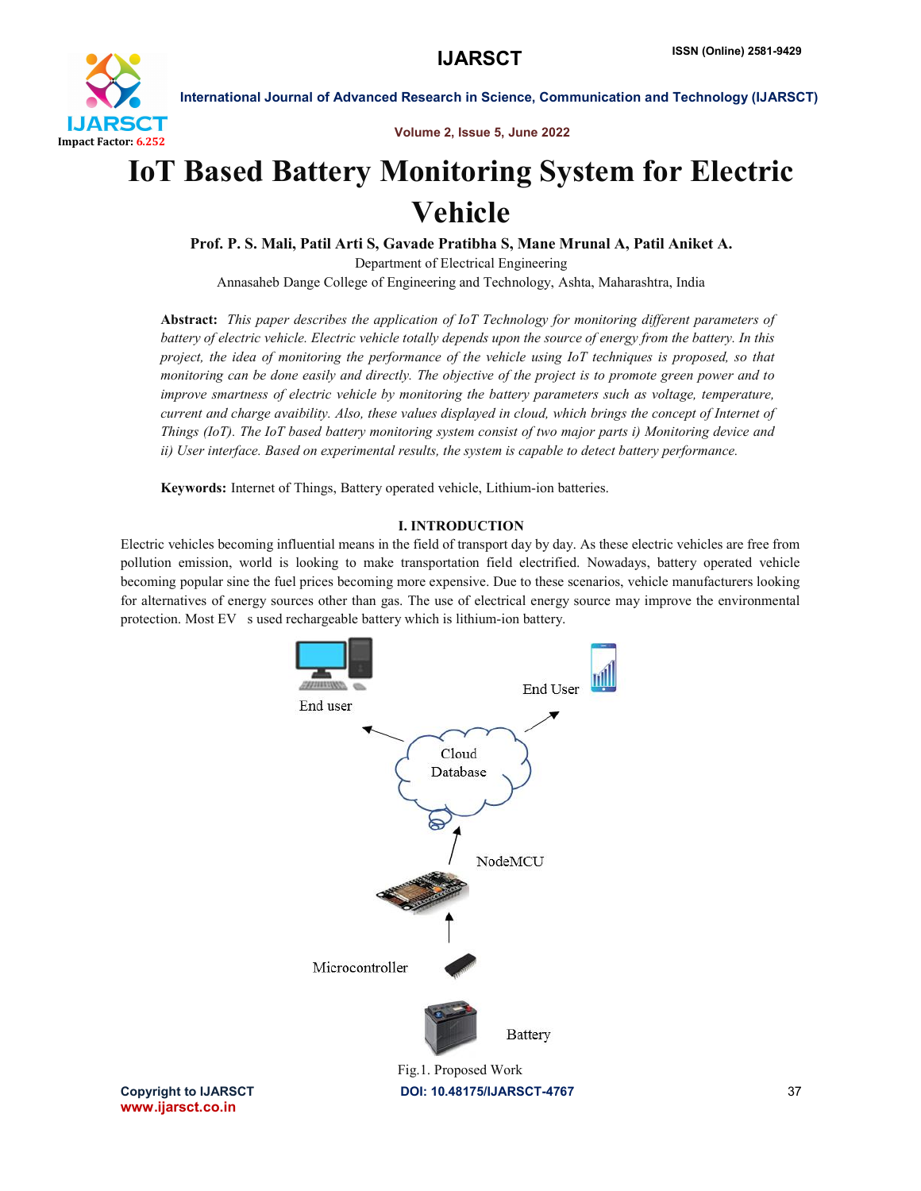# IoT Based Battery Monitoring System for Electric Vehicle

**Prof. P. S. Mali, Patil Arti S, Gavade Pratibha S, Mane Mrunal A, Patil Aniket A.**

Department of Electrical Engineering

Annasaheb Dange College of Engineering and Technology, Ashta, Maharashtra, India

**Abstract:** *This paper describes the application of IoT Technology for monitoring different parameters of battery of electric vehicle. Electric vehicle totally depends upon the source of energy from the battery. In this project, the idea of monitoring the performance of the vehicle using IoT techniques is proposed, so that monitoring can be done easily and directly. The objective of the project is to promote green power and to improve smartness of electric vehicle by monitoring the battery parameters such as voltage, temperature, current and charge avaibility. Also, these values displayed in cloud, which brings the concept of Internet of Things (IoT). The IoT based battery monitoring system consist of two major parts i) Monitoring device and ii) User interface. Based on experimental results, the system is capable to detect battery performance.*

**Keywords:** Internet of Things, Battery operated vehicle, Lithium-ion batteries.

## I. INTRODUCTION

Electric vehicles becoming influential means in the field of transport day by day. As these electric vehicles are free from pollution emission, world is looking to make transportation field electrified. Nowadays, battery operated vehicle becoming popular sine the fuel prices becoming more expensive. Due to these scenarios, vehicle manufacturers looking for alternatives of energy sources other than gas. The use of electrical energy source may improve the environmental protection. Most EV s used rechargeable battery which is lithium-ion battery.

End user

End User

Cloud Database

NodeMCU

Microcontroller

Battery

Fig.1. Proposed Work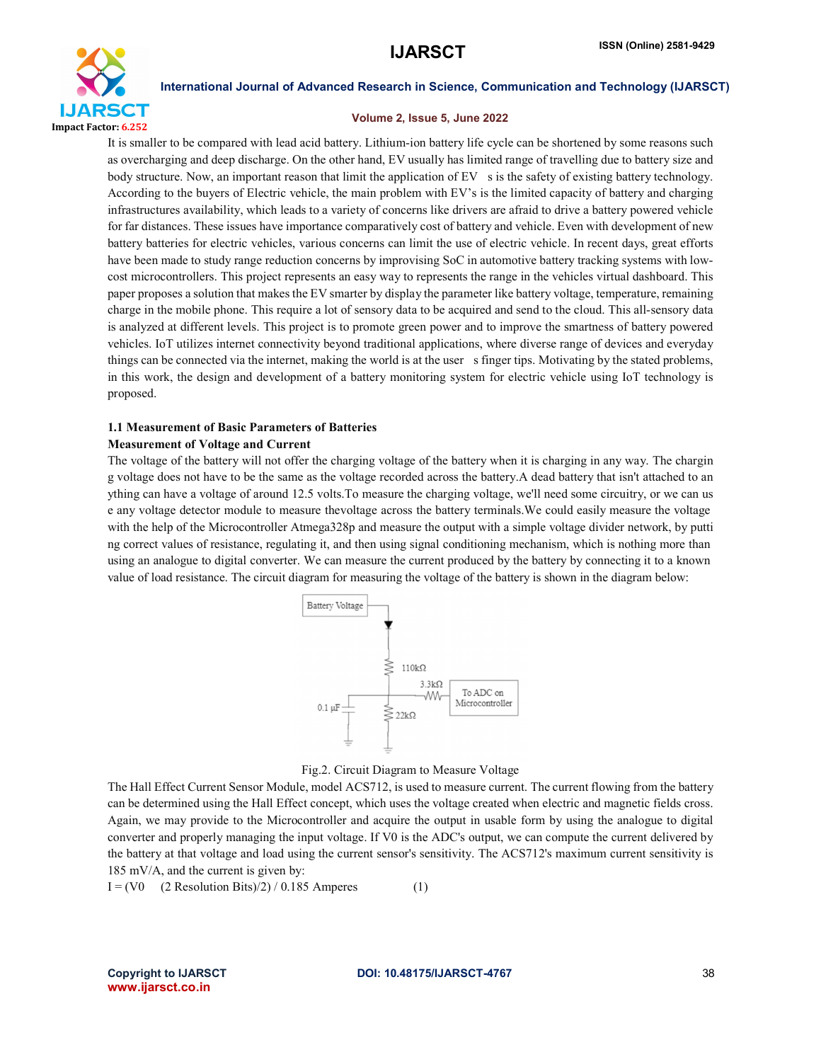It is smaller to be compared with lead acid battery. Lithium-ion battery life cycle can be shortened by some reasons such as overcharging and deep discharge. On the other hand, EV usually has limited range of travelling due to battery size and body structure. Now, an important reason that limit the application of EV  s is the safety of existing battery technology. According to the buyers of Electric vehicle, the main problem with EV's is the limited capacity of battery and charging infrastructures availability, which leads to a variety of concerns like drivers are afraid to drive a battery powered vehicle for far distances. These issues have importance comparatively cost of battery and vehicle. Even with development of new battery batteries for electric vehicles, various concerns can limit the use of electric vehicle. In recent days, great efforts have been made to study range reduction concerns by improvising SoC in automotive battery tracking systems with low-cost microcontrollers. This project represents an easy way to represents the range in the vehicles virtual dashboard. This paper proposes a solution that makes the EV smarter by display the parameter like battery voltage, temperature, remaining charge in the mobile phone. This require a lot of sensory data to be acquired and send to the cloud. This all-sensory data is analyzed at different levels. This project is to promote green power and to improve the smartness of battery powered vehicles. IoT utilizes internet connectivity beyond traditional applications, where diverse range of devices and everyday things can be connected via the internet, making the world is at the user  s finger tips. Motivating by the stated problems, in this work, the design and development of a battery monitoring system for electric vehicle using IoT technology is proposed.

### 1.1 Measurement of Basic Parameters of Batteries

**Measurement of Voltage and Current**

The voltage of the battery will not offer the charging voltage of the battery when it is charging in any way. The chargin g voltage does not have to be the same as the voltage recorded across the battery.A dead battery that isn't attached to an ything can have a voltage of around 12.5 volts.To measure the charging voltage, we'll need some circuitry, or we can us e any voltage detector module to measure thevoltage across the battery terminals.We could easily measure the voltage with the help of the Microcontroller Atmega328p and measure the output with a simple voltage divider network, by putti ng correct values of resistance, regulating it, and then using signal conditioning mechanism, which is nothing more than using an analogue to digital converter. We can measure the current produced by the battery by connecting it to a known value of load resistance. The circuit diagram for measuring the voltage of the battery is shown in the diagram below:

Fig.2. Circuit Diagram to Measure Voltage

The Hall Effect Current Sensor Module, model ACS712, is used to measure current. The current flowing from the battery can be determined using the Hall Effect concept, which uses the voltage created when electric and magnetic fields cross. Again, we may provide to the Microcontroller and acquire the output in usable form by using the analogue to digital converter and properly managing the input voltage. If V0 is the ADC's output, we can compute the current delivered by the battery at that voltage and load using the current sensor's sensitivity. The ACS712's maximum current sensitivity is 185 mV/A, and the current is given by:

$$I = (V0 \quad (2\ \text{Resolution Bits})/2)\ /\ 0.185\ \text{Amperes} \tag{1}$$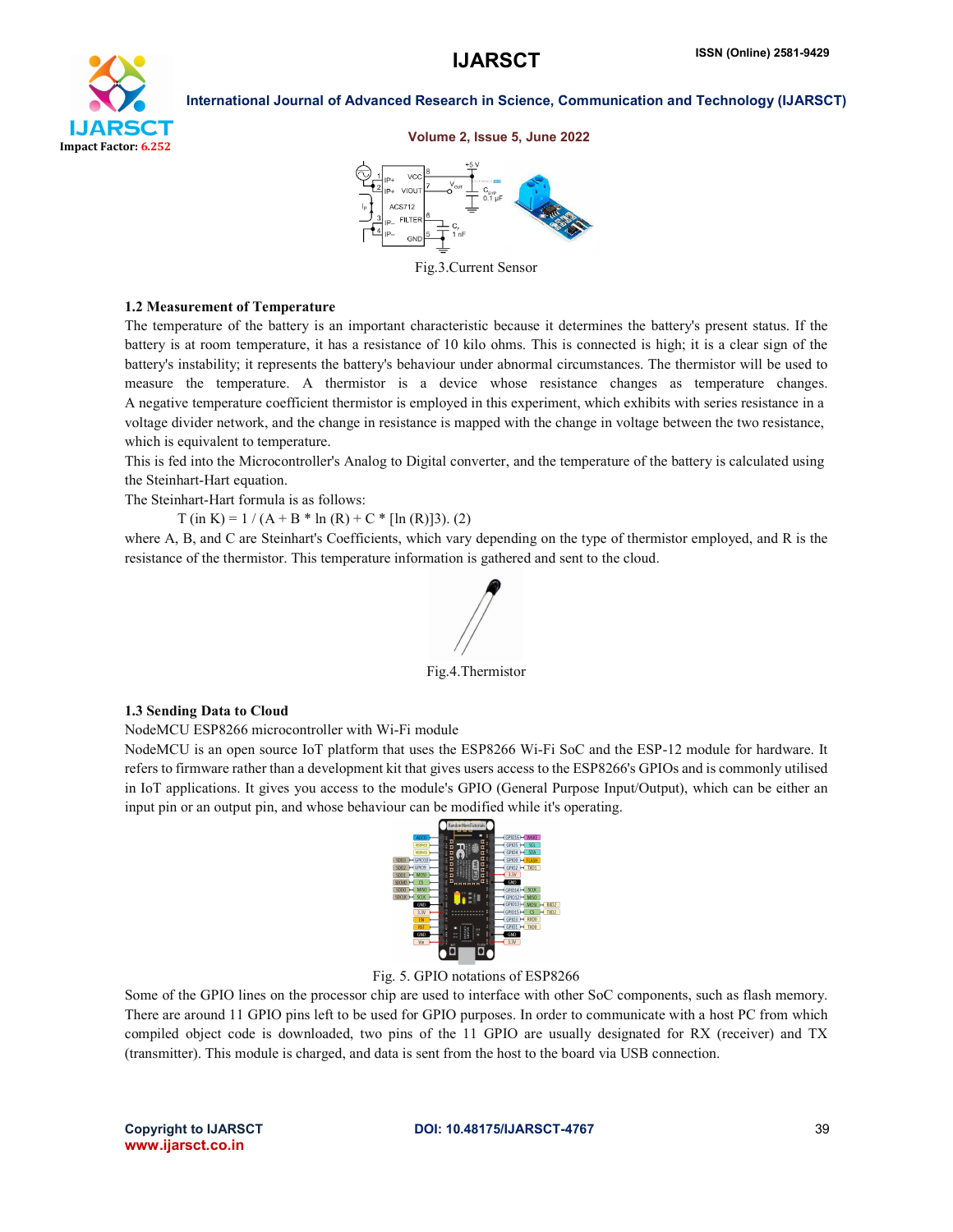Fig.3.Current Sensor

### 1.2 Measurement of Temperature

The temperature of the battery is an important characteristic because it determines the battery's present status. If the battery is at room temperature, it has a resistance of 10 kilo ohms. This is connected is high; it is a clear sign of the battery's instability; it represents the battery's behaviour under abnormal circumstances. The thermistor will be used to measure the temperature. A thermistor is a device whose resistance changes as temperature changes. A negative temperature coefficient thermistor is employed in this experiment, which exhibits with series resistance in a voltage divider network, and the change in resistance is mapped with the change in voltage between the two resistance, which is equivalent to temperature.

This is fed into the Microcontroller's Analog to Digital converter, and the temperature of the battery is calculated using the Steinhart-Hart equation.

The Steinhart-Hart formula is as follows:

$$T \text{ (in K)} = 1 / (A + B * \ln(R) + C * [\ln(R)]3). \quad (2)$$

where A, B, and C are Steinhart's Coefficients, which vary depending on the type of thermistor employed, and R is the resistance of the thermistor. This temperature information is gathered and sent to the cloud.

Fig.4.Thermistor

### 1.3 Sending Data to Cloud

NodeMCU ESP8266 microcontroller with Wi-Fi module

NodeMCU is an open source IoT platform that uses the ESP8266 Wi-Fi SoC and the ESP-12 module for hardware. It refers to firmware rather than a development kit that gives users access to the ESP8266's GPIOs and is commonly utilised in IoT applications. It gives you access to the module's GPIO (General Purpose Input/Output), which can be either an input pin or an output pin, and whose behaviour can be modified while it's operating.

Fig. 5. GPIO notations of ESP8266

Some of the GPIO lines on the processor chip are used to interface with other SoC components, such as flash memory. There are around 11 GPIO pins left to be used for GPIO purposes. In order to communicate with a host PC from which compiled object code is downloaded, two pins of the 11 GPIO are usually designated for RX (receiver) and TX (transmitter). This module is charged, and data is sent from the host to the board via USB connection.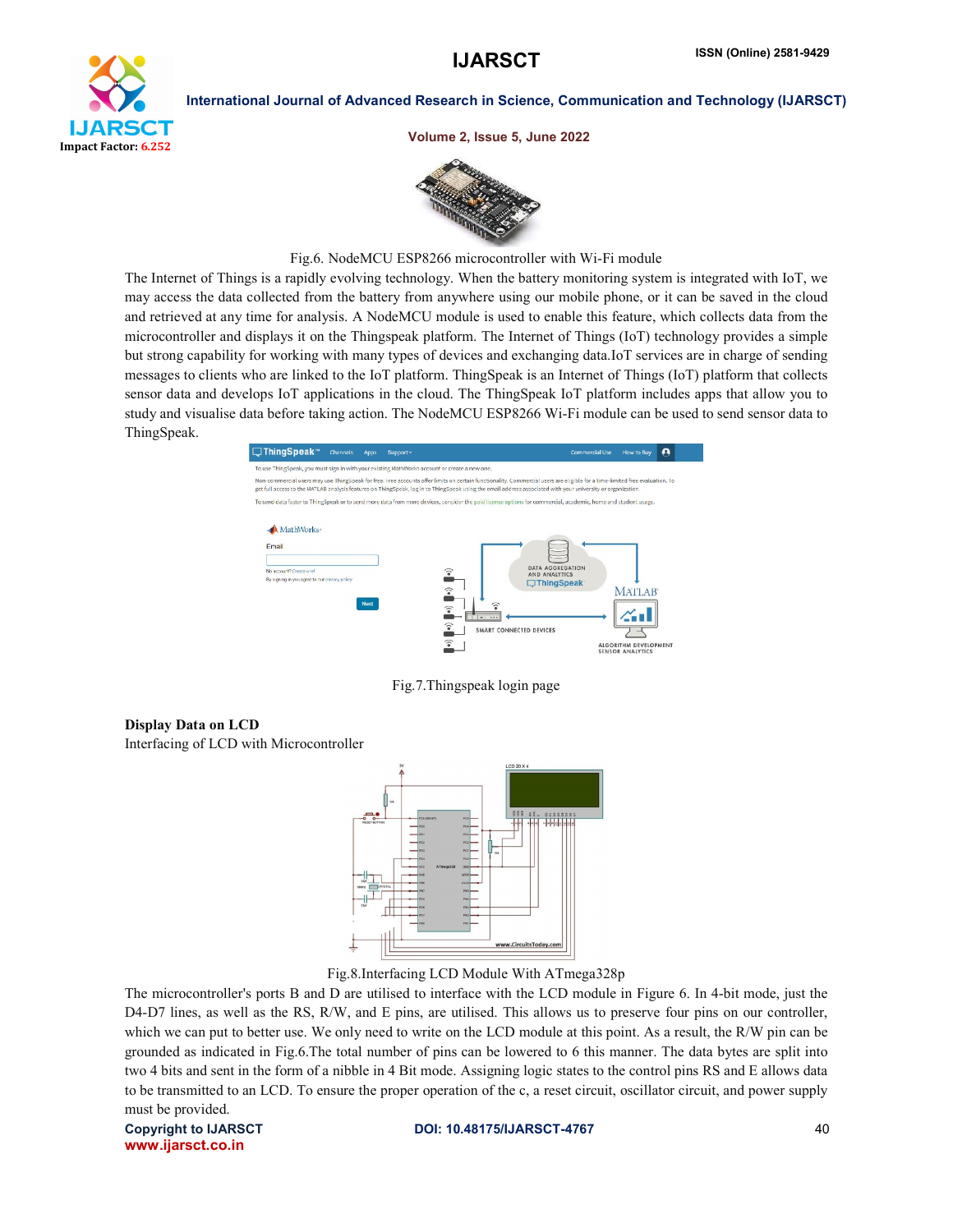Fig.6. NodeMCU ESP8266 microcontroller with Wi-Fi module

The Internet of Things is a rapidly evolving technology. When the battery monitoring system is integrated with IoT, we may access the data collected from the battery from anywhere using our mobile phone, or it can be saved in the cloud and retrieved at any time for analysis. A NodeMCU module is used to enable this feature, which collects data from the microcontroller and displays it on the Thingspeak platform. The Internet of Things (IoT) technology provides a simple but strong capability for working with many types of devices and exchanging data.IoT services are in charge of sending messages to clients who are linked to the IoT platform. ThingSpeak is an Internet of Things (IoT) platform that collects sensor data and develops IoT applications in the cloud. The ThingSpeak IoT platform includes apps that allow you to study and visualise data before taking action. The NodeMCU ESP8266 Wi-Fi module can be used to send sensor data to ThingSpeak.

Fig.7.Thingspeak login page

**Display Data on LCD**

Interfacing of LCD with Microcontroller

Fig.8.Interfacing LCD Module With ATmega328p

The microcontroller's ports B and D are utilised to interface with the LCD module in Figure 6. In 4-bit mode, just the D4-D7 lines, as well as the RS, R/W, and E pins, are utilised. This allows us to preserve four pins on our controller, which we can put to better use. We only need to write on the LCD module at this point. As a result, the R/W pin can be grounded as indicated in Fig.6.The total number of pins can be lowered to 6 this manner. The data bytes are split into two 4 bits and sent in the form of a nibble in 4 Bit mode. Assigning logic states to the control pins RS and E allows data to be transmitted to an LCD. To ensure the proper operation of the c, a reset circuit, oscillator circuit, and power supply must be provided.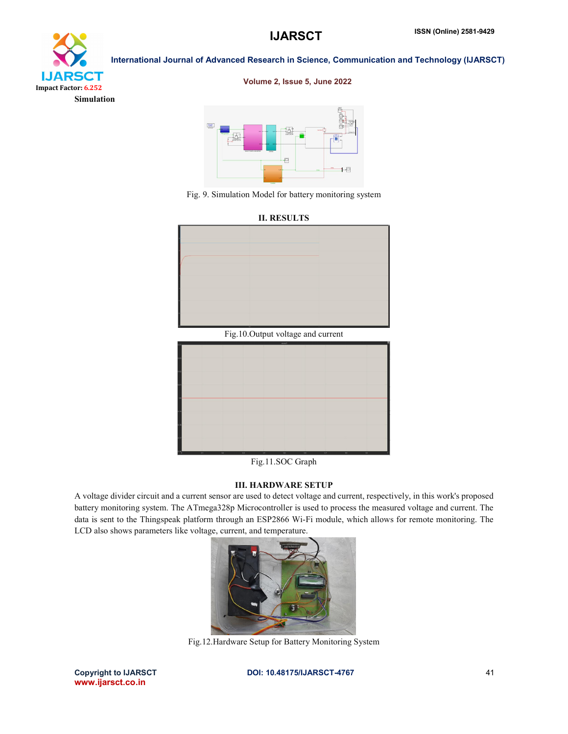**Simulation**

Fig. 9. Simulation Model for battery monitoring system

## II. RESULTS

Fig.10.Output voltage and current

Fig.11.SOC Graph

## III. HARDWARE SETUP

A voltage divider circuit and a current sensor are used to detect voltage and current, respectively, in this work's proposed battery monitoring system. The ATmega328p Microcontroller is used to process the measured voltage and current. The data is sent to the Thingspeak platform through an ESP2866 Wi-Fi module, which allows for remote monitoring. The LCD also shows parameters like voltage, current, and temperature.

Fig.12.Hardware Setup for Battery Monitoring System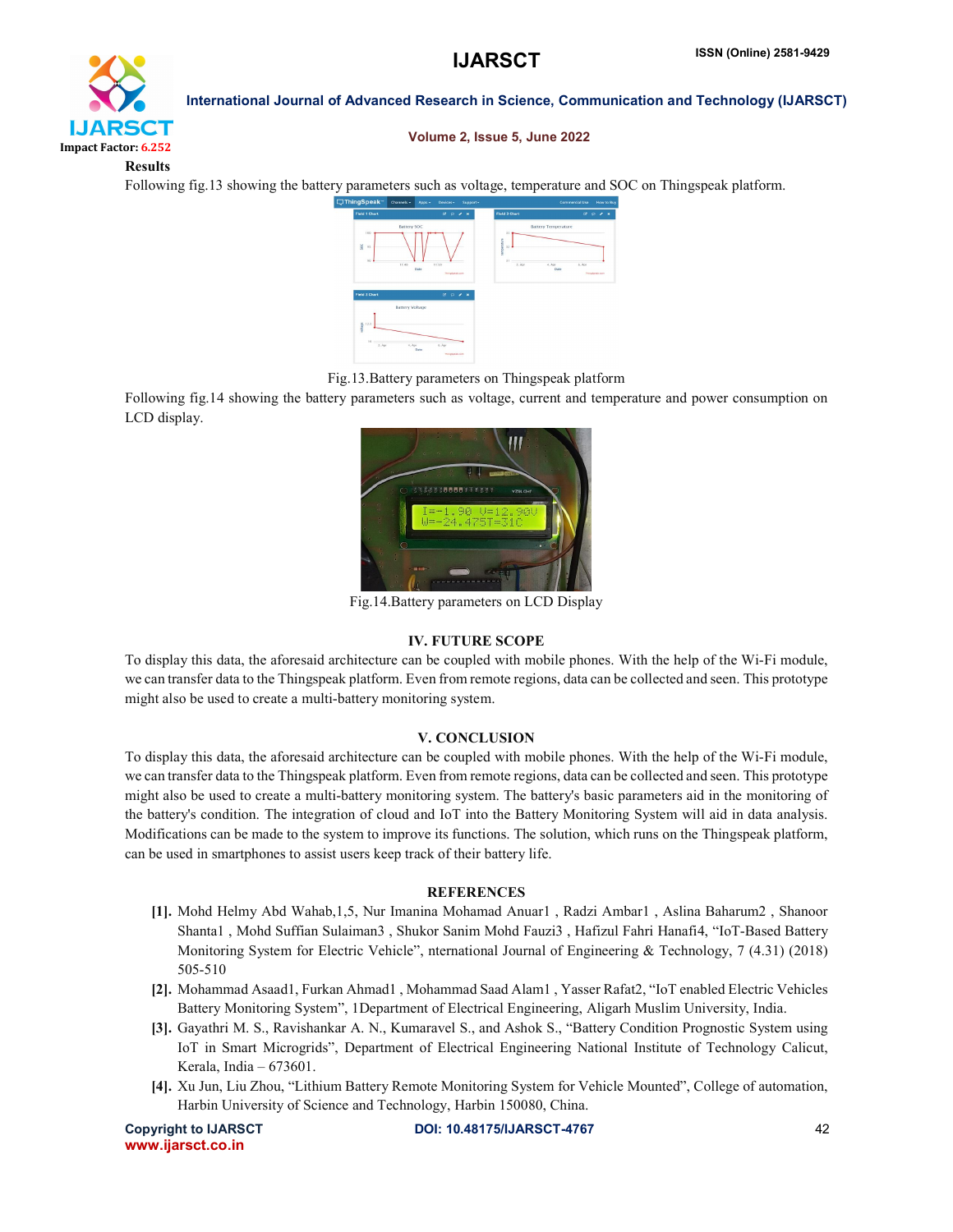**Results**

Following fig.13 showing the battery parameters such as voltage, temperature and SOC on Thingspeak platform.

Fig.13.Battery parameters on Thingspeak platform

Following fig.14 showing the battery parameters such as voltage, current and temperature and power consumption on LCD display.

Fig.14.Battery parameters on LCD Display

## IV. FUTURE SCOPE

To display this data, the aforesaid architecture can be coupled with mobile phones. With the help of the Wi-Fi module, we can transfer data to the Thingspeak platform. Even from remote regions, data can be collected and seen. This prototype might also be used to create a multi-battery monitoring system.

## V. CONCLUSION

To display this data, the aforesaid architecture can be coupled with mobile phones. With the help of the Wi-Fi module, we can transfer data to the Thingspeak platform. Even from remote regions, data can be collected and seen. This prototype might also be used to create a multi-battery monitoring system. The battery's basic parameters aid in the monitoring of the battery's condition. The integration of cloud and IoT into the Battery Monitoring System will aid in data analysis. Modifications can be made to the system to improve its functions. The solution, which runs on the Thingspeak platform, can be used in smartphones to assist users keep track of their battery life.

## REFERENCES

- **[1].** Mohd Helmy Abd Wahab,1,5, Nur Imanina Mohamad Anuar1 , Radzi Ambar1 , Aslina Baharum2 , Shanoor Shanta1 , Mohd Suffian Sulaiman3 , Shukor Sanim Mohd Fauzi3 , Hafizul Fahri Hanafi4, "IoT-Based Battery Monitoring System for Electric Vehicle", nternational Journal of Engineering & Technology, 7 (4.31) (2018) 505-510
- **[2].** Mohammad Asaad1, Furkan Ahmad1 , Mohammad Saad Alam1 , Yasser Rafat2, "IoT enabled Electric Vehicles Battery Monitoring System", 1Department of Electrical Engineering, Aligarh Muslim University, India.
- **[3].** Gayathri M. S., Ravishankar A. N., Kumaravel S., and Ashok S., "Battery Condition Prognostic System using IoT in Smart Microgrids", Department of Electrical Engineering National Institute of Technology Calicut, Kerala, India – 673601.
- **[4].** Xu Jun, Liu Zhou, "Lithium Battery Remote Monitoring System for Vehicle Mounted", College of automation, Harbin University of Science and Technology, Harbin 150080, China.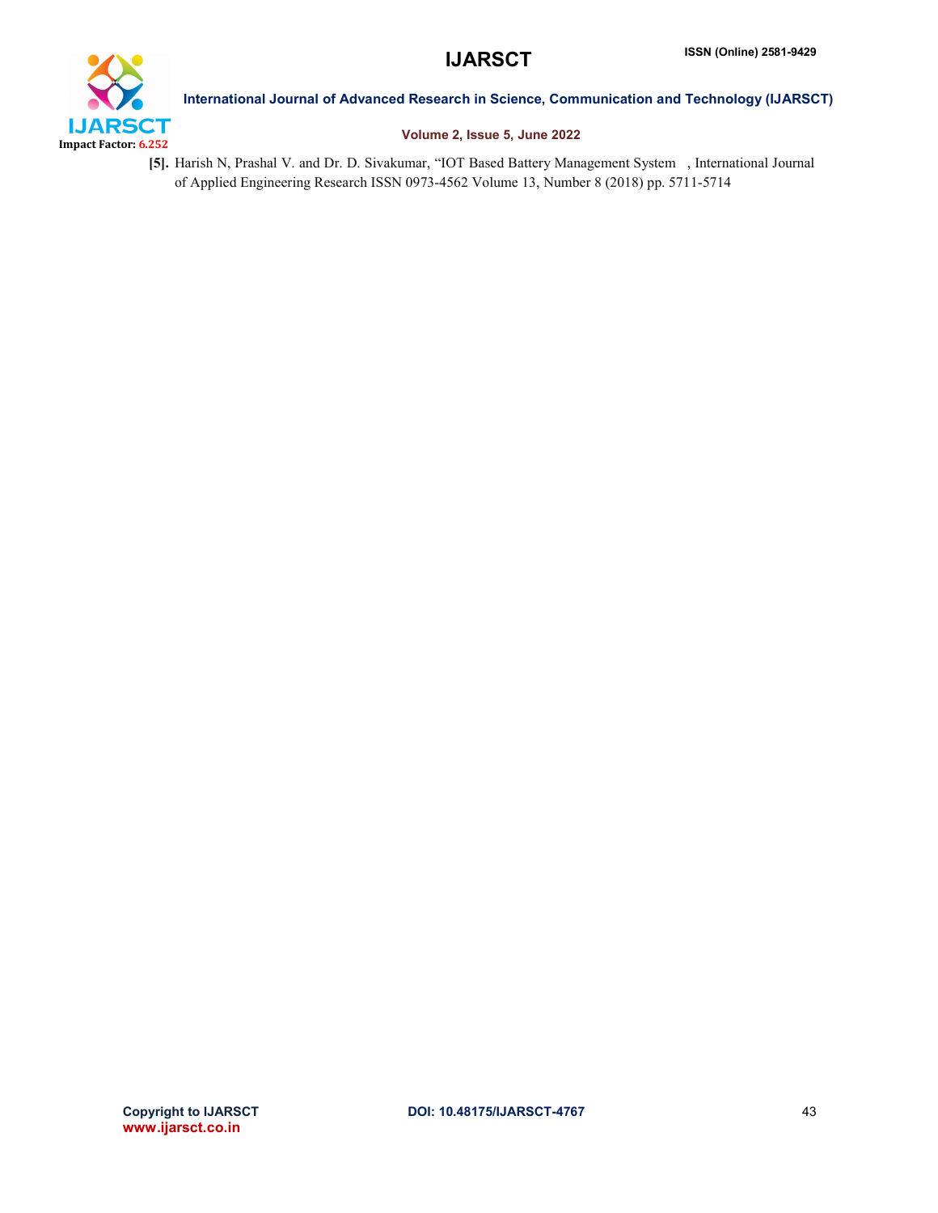**[5].** Harish N, Prashal V. and Dr. D. Sivakumar, “IOT Based Battery Management System , International Journal of Applied Engineering Research ISSN 0973-4562 Volume 13, Number 8 (2018) pp. 5711-5714